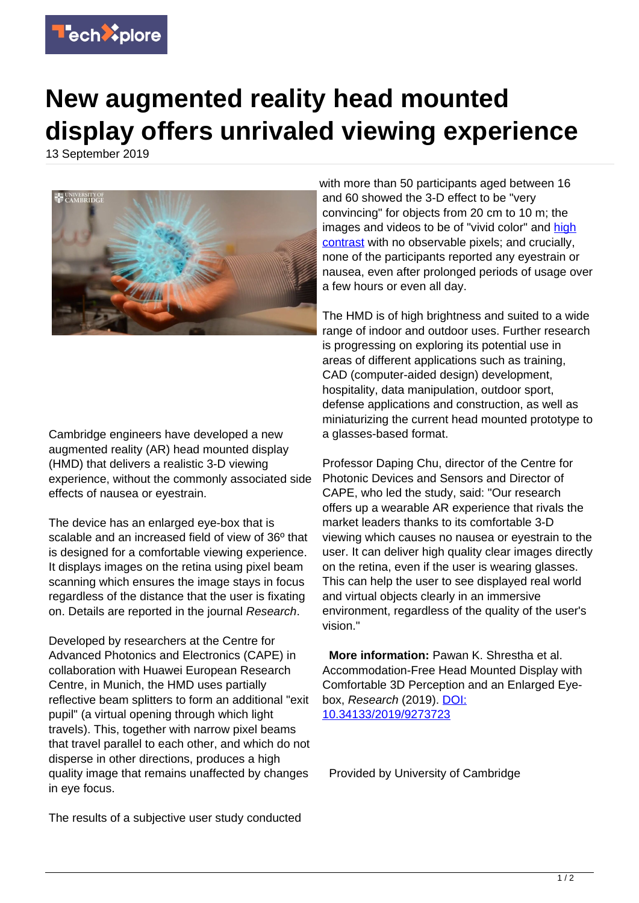# New augmented reality head mounted display offers unrivaled viewing experience

13 September 2019

Cambridge engineers have developed a new augmented reality (AR) head mounted display (HMD) that delivers a realistic 3-D viewing experience, without the commonly associated side effects of nausea or eyestrain.

The device has an enlarged eye-box that is scalable and an increased field of view of 36º that is designed for a comfortable viewing experience. It displays images on the retina using pixel beam scanning which ensures the image stays in focus regardless of the distance that the user is fixating on. Details are reported in the journal *Research*.

Developed by researchers at the Centre for Advanced Photonics and Electronics (CAPE) in collaboration with Huawei European Research Centre, in Munich, the HMD uses partially reflective beam splitters to form an additional "exit pupil" (a virtual opening through which light travels). This, together with narrow pixel beams that travel parallel to each other, and which do not disperse in other directions, produces a high quality image that remains unaffected by changes in eye focus.

The results of a subjective user study conducted with more than 50 participants aged between 16 and 60 showed the 3-D effect to be "very convincing" for objects from 20 cm to 10 m; the images and videos to be of "vivid color" and high contrast with no observable pixels; and crucially, none of the participants reported any eyestrain or nausea, even after prolonged periods of usage over a few hours or even all day.

The HMD is of high brightness and suited to a wide range of indoor and outdoor uses. Further research is progressing on exploring its potential use in areas of different applications such as training, CAD (computer-aided design) development, hospitality, data manipulation, outdoor sport, defense applications and construction, as well as miniaturizing the current head mounted prototype to a glasses-based format.

Professor Daping Chu, director of the Centre for Photonic Devices and Sensors and Director of CAPE, who led the study, said: "Our research offers up a wearable AR experience that rivals the market leaders thanks to its comfortable 3-D viewing which causes no nausea or eyestrain to the user. It can deliver high quality clear images directly on the retina, even if the user is wearing glasses. This can help the user to see displayed real world and virtual objects clearly in an immersive environment, regardless of the quality of the user's vision."

**More information:** Pawan K. Shrestha et al. Accommodation-Free Head Mounted Display with Comfortable 3D Perception and an Enlarged Eye-box, *Research* (2019). DOI: 10.34133/2019/9273723

Provided by University of Cambridge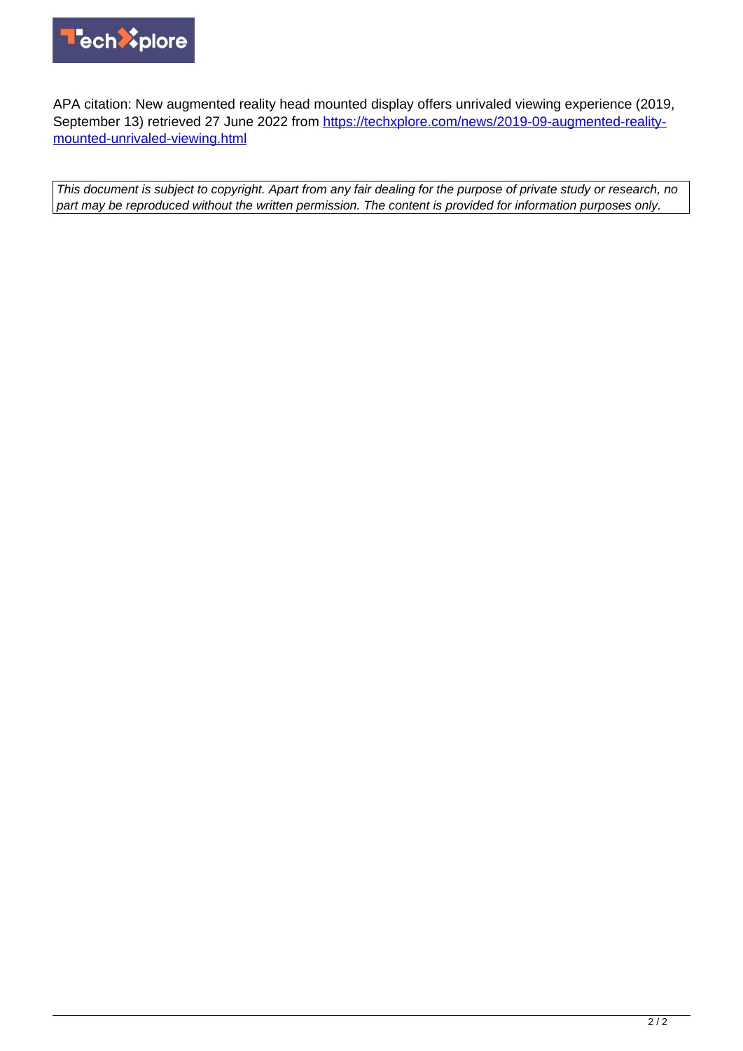APA citation: New augmented reality head mounted display offers unrivaled viewing experience (2019, September 13) retrieved 27 June 2022 from [https://techxplore.com/news/2019-09-augmented-reality-mounted-unrivaled-viewing.html](https://techxplore.com/news/2019-09-augmented-reality-mounted-unrivaled-viewing.html)

*This document is subject to copyright. Apart from any fair dealing for the purpose of private study or research, no part may be reproduced without the written permission. The content is provided for information purposes only.*